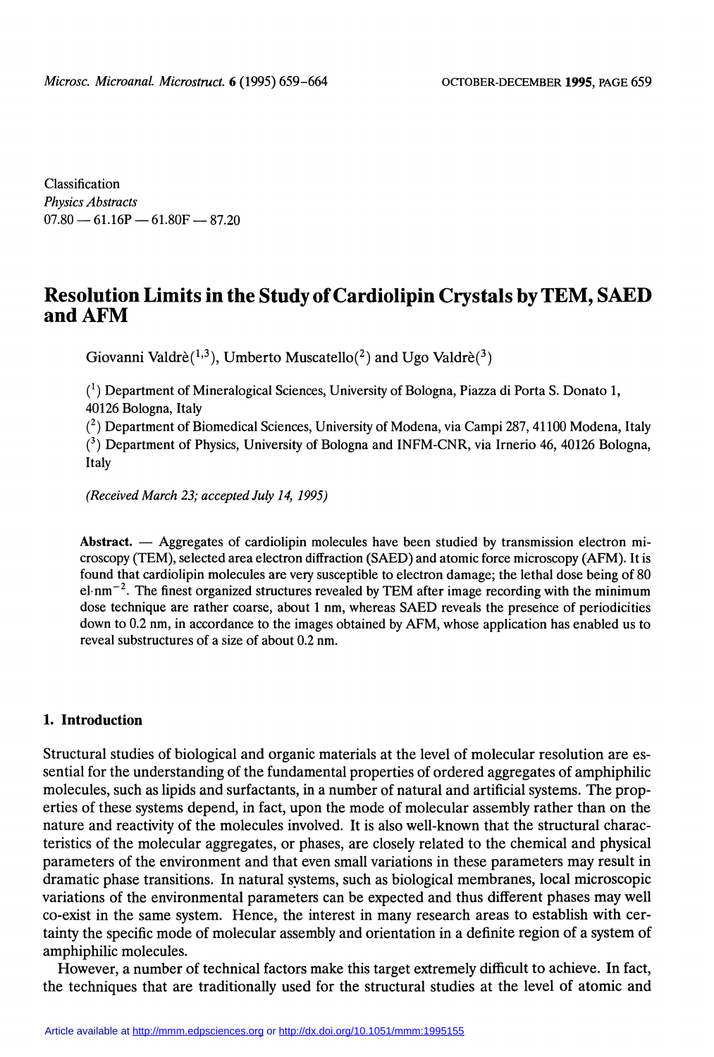Classification
*Physics Abstracts*
07.80 — 61.16P — 61.80F — 87.20

# Resolution Limits in the Study of Cardiolipin Crystals by TEM, SAED and AFM

Giovanni Valdrè[1,3], Umberto Muscatello[2] and Ugo Valdrè[3]

[1] Department of Mineralogical Sciences, University of Bologna, Piazza di Porta S. Donato 1, 40126 Bologna, Italy

[2] Department of Biomedical Sciences, University of Modena, via Campi 287, 41100 Modena, Italy

[3] Department of Physics, University of Bologna and INFM-CNR, via Irnerio 46, 40126 Bologna, Italy

*(Received March 23; accepted July 14, 1995)*

**Abstract.** — Aggregates of cardiolipin molecules have been studied by transmission electron microscopy (TEM), selected area electron diffraction (SAED) and atomic force microscopy (AFM). It is found that cardiolipin molecules are very susceptible to electron damage; the lethal dose being of 80 el·nm$^{-2}$. The finest organized structures revealed by TEM after image recording with the minimum dose technique are rather coarse, about 1 nm, whereas SAED reveals the presence of periodicities down to 0.2 nm, in accordance to the images obtained by AFM, whose application has enabled us to reveal substructures of a size of about 0.2 nm.

## 1. Introduction

Structural studies of biological and organic materials at the level of molecular resolution are essential for the understanding of the fundamental properties of ordered aggregates of amphiphilic molecules, such as lipids and surfactants, in a number of natural and artificial systems. The properties of these systems depend, in fact, upon the mode of molecular assembly rather than on the nature and reactivity of the molecules involved. It is also well-known that the structural characteristics of the molecular aggregates, or phases, are closely related to the chemical and physical parameters of the environment and that even small variations in these parameters may result in dramatic phase transitions. In natural systems, such as biological membranes, local microscopic variations of the environmental parameters can be expected and thus different phases may well co-exist in the same system. Hence, the interest in many research areas to establish with certainty the specific mode of molecular assembly and orientation in a definite region of a system of amphiphilic molecules.

However, a number of technical factors make this target extremely difficult to achieve. In fact, the techniques that are traditionally used for the structural studies at the level of atomic and

Article available at http://mmm.edpsciences.org or http://dx.doi.org/10.1051/mmm:1995155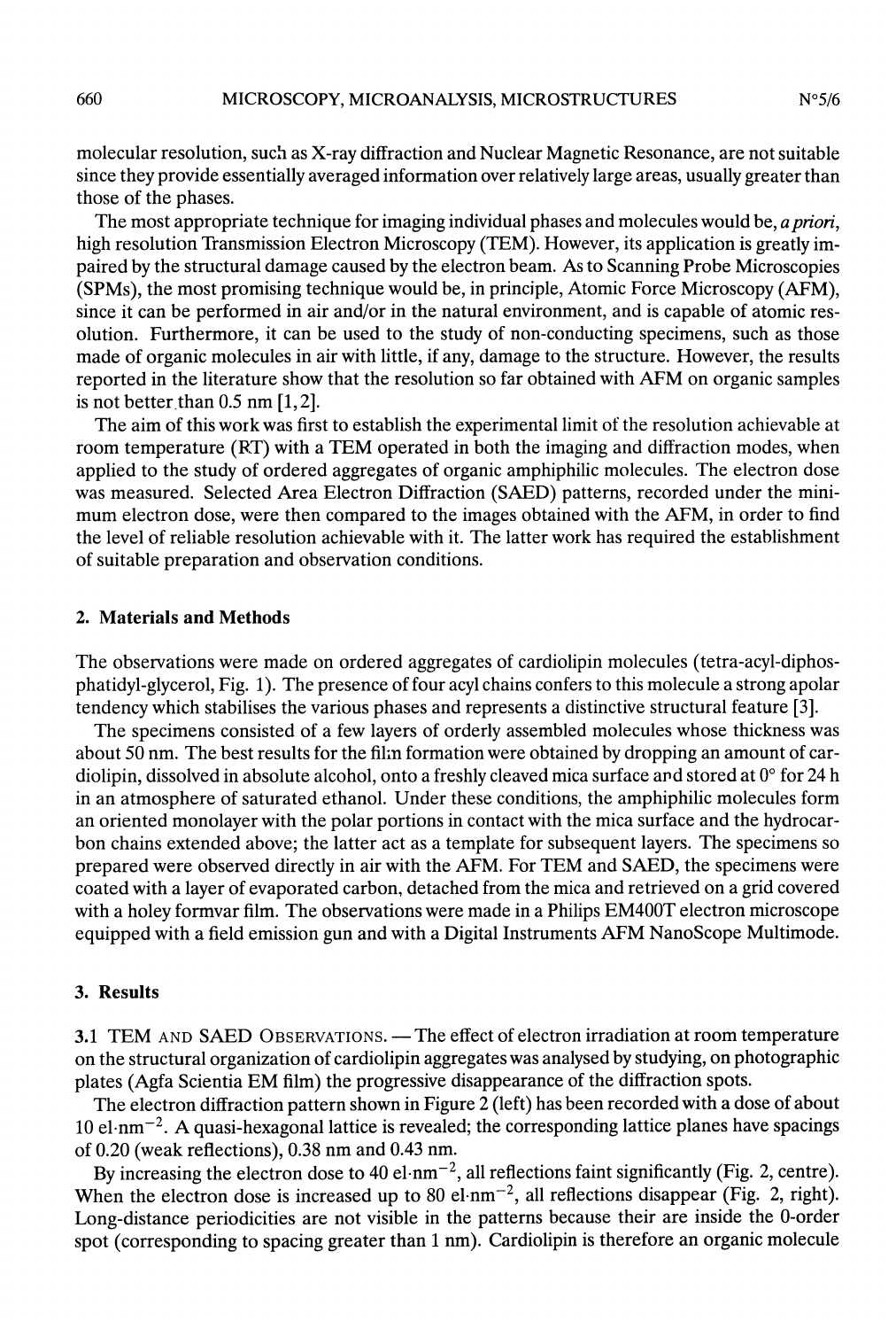molecular resolution, such as X-ray diffraction and Nuclear Magnetic Resonance, are not suitable since they provide essentially averaged information over relatively large areas, usually greater than those of the phases.

The most appropriate technique for imaging individual phases and molecules would be, *a priori*, high resolution Transmission Electron Microscopy (TEM). However, its application is greatly impaired by the structural damage caused by the electron beam. As to Scanning Probe Microscopies (SPMs), the most promising technique would be, in principle, Atomic Force Microscopy (AFM), since it can be performed in air and/or in the natural environment, and is capable of atomic resolution. Furthermore, it can be used to the study of non-conducting specimens, such as those made of organic molecules in air with little, if any, damage to the structure. However, the results reported in the literature show that the resolution so far obtained with AFM on organic samples is not better than 0.5 nm [1,2].

The aim of this work was first to establish the experimental limit of the resolution achievable at room temperature (RT) with a TEM operated in both the imaging and diffraction modes, when applied to the study of ordered aggregates of organic amphiphilic molecules. The electron dose was measured. Selected Area Electron Diffraction (SAED) patterns, recorded under the minimum electron dose, were then compared to the images obtained with the AFM, in order to find the level of reliable resolution achievable with it. The latter work has required the establishment of suitable preparation and observation conditions.

## 2. Materials and Methods

The observations were made on ordered aggregates of cardiolipin molecules (tetra-acyl-diphosphatidyl-glycerol, Fig. 1). The presence of four acyl chains confers to this molecule a strong apolar tendency which stabilises the various phases and represents a distinctive structural feature [3].

The specimens consisted of a few layers of orderly assembled molecules whose thickness was about 50 nm. The best results for the film formation were obtained by dropping an amount of cardiolipin, dissolved in absolute alcohol, onto a freshly cleaved mica surface and stored at 0° for 24 h in an atmosphere of saturated ethanol. Under these conditions, the amphiphilic molecules form an oriented monolayer with the polar portions in contact with the mica surface and the hydrocarbon chains extended above; the latter act as a template for subsequent layers. The specimens so prepared were observed directly in air with the AFM. For TEM and SAED, the specimens were coated with a layer of evaporated carbon, detached from the mica and retrieved on a grid covered with a holey formvar film. The observations were made in a Philips EM400T electron microscope equipped with a field emission gun and with a Digital Instruments AFM NanoScope Multimode.

## 3. Results

3.1 TEM AND SAED OBSERVATIONS. — The effect of electron irradiation at room temperature on the structural organization of cardiolipin aggregates was analysed by studying, on photographic plates (Agfa Scientia EM film) the progressive disappearance of the diffraction spots.

The electron diffraction pattern shown in Figure 2 (left) has been recorded with a dose of about 10 $\text{el}\cdot\text{nm}^{-2}$. A quasi-hexagonal lattice is revealed; the corresponding lattice planes have spacings of 0.20 (weak reflections), 0.38 nm and 0.43 nm.

By increasing the electron dose to 40 $\text{el}\cdot\text{nm}^{-2}$, all reflections faint significantly (Fig. 2, centre). When the electron dose is increased up to 80 $\text{el}\cdot\text{nm}^{-2}$, all reflections disappear (Fig. 2, right). Long-distance periodicities are not visible in the patterns because their are inside the 0-order spot (corresponding to spacing greater than 1 nm). Cardiolipin is therefore an organic molecule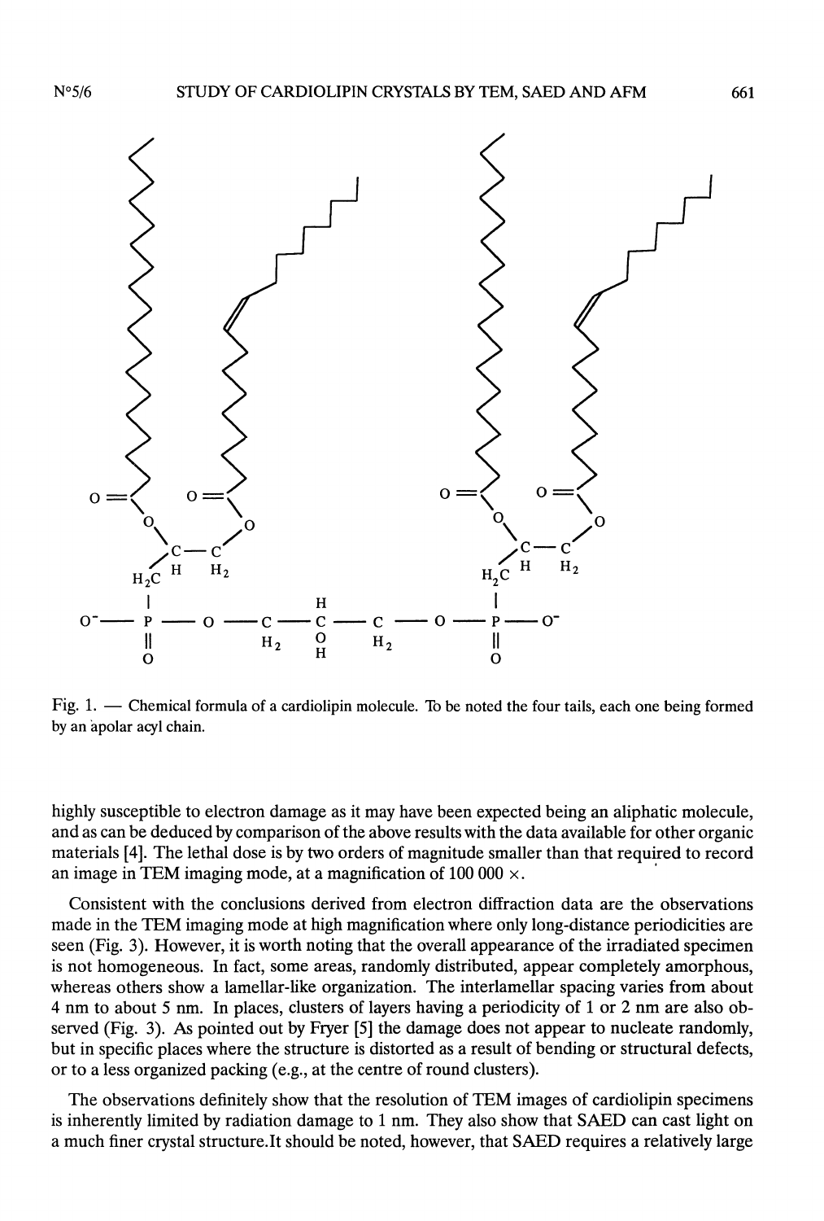Fig. 1. — Chemical formula of a cardiolipin molecule. To be noted the four tails, each one being formed by an apolar acyl chain.

highly susceptible to electron damage as it may have been expected being an aliphatic molecule, and as can be deduced by comparison of the above results with the data available for other organic materials [4]. The lethal dose is by two orders of magnitude smaller than that required to record an image in TEM imaging mode, at a magnification of 100 000 ×.

Consistent with the conclusions derived from electron diffraction data are the observations made in the TEM imaging mode at high magnification where only long-distance periodicities are seen (Fig. 3). However, it is worth noting that the overall appearance of the irradiated specimen is not homogeneous. In fact, some areas, randomly distributed, appear completely amorphous, whereas others show a lamellar-like organization. The interlamellar spacing varies from about 4 nm to about 5 nm. In places, clusters of layers having a periodicity of 1 or 2 nm are also observed (Fig. 3). As pointed out by Fryer [5] the damage does not appear to nucleate randomly, but in specific places where the structure is distorted as a result of bending or structural defects, or to a less organized packing (e.g., at the centre of round clusters).

The observations definitely show that the resolution of TEM images of cardiolipin specimens is inherently limited by radiation damage to 1 nm. They also show that SAED can cast light on a much finer crystal structure.It should be noted, however, that SAED requires a relatively large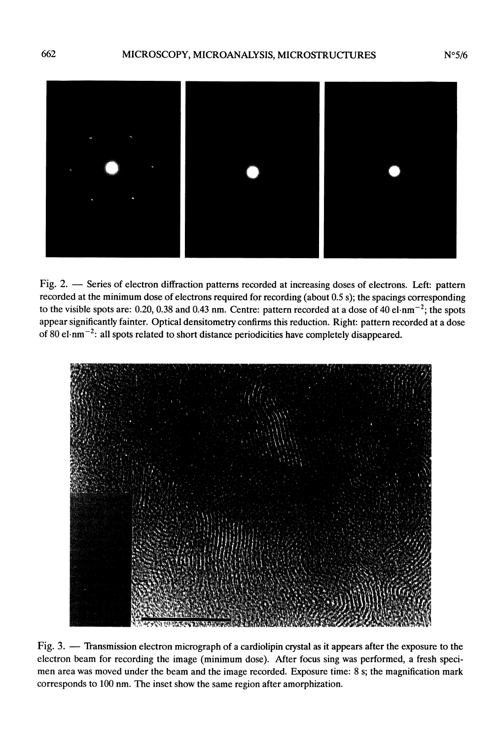Fig. 2. — Series of electron diffraction patterns recorded at increasing doses of electrons. Left: pattern recorded at the minimum dose of electrons required for recording (about 0.5 s); the spacings corresponding to the visible spots are: 0.20, 0.38 and 0.43 nm. Centre: pattern recorded at a dose of 40 el·nm$^{-2}$; the spots appear significantly fainter. Optical densitometry confirms this reduction. Right: pattern recorded at a dose of 80 el·nm$^{-2}$: all spots related to short distance periodicities have completely disappeared.

Fig. 3. — Transmission electron micrograph of a cardiolipin crystal as it appears after the exposure to the electron beam for recording the image (minimum dose). After focus sing was performed, a fresh specimen area was moved under the beam and the image recorded. Exposure time: 8 s; the magnification mark corresponds to 100 nm. The inset show the same region after amorphization.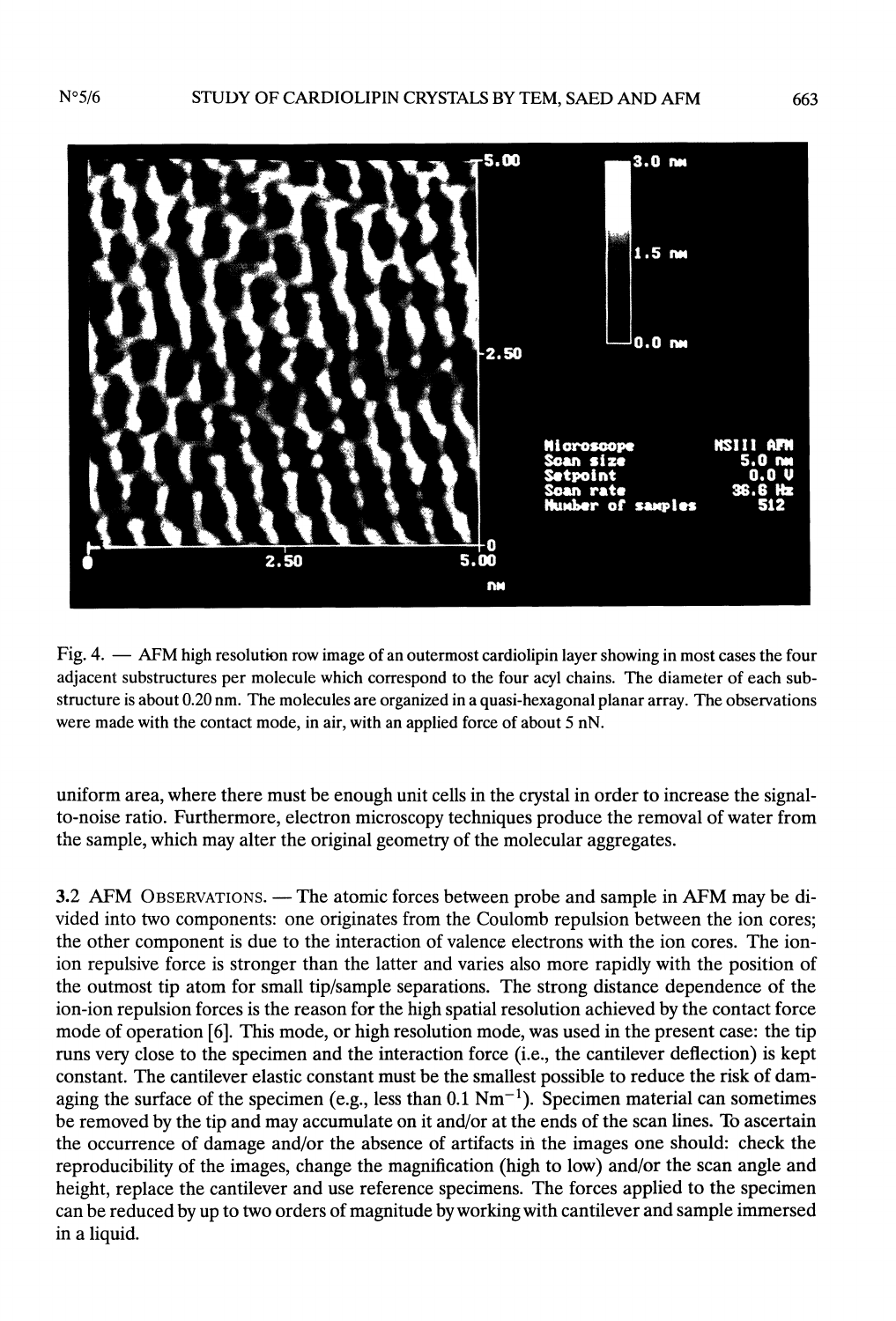Fig. 4. — AFM high resolution row image of an outermost cardiolipin layer showing in most cases the four adjacent substructures per molecule which correspond to the four acyl chains. The diameter of each substructure is about 0.20 nm. The molecules are organized in a quasi-hexagonal planar array. The observations were made with the contact mode, in air, with an applied force of about 5 nN.

uniform area, where there must be enough unit cells in the crystal in order to increase the signal-to-noise ratio. Furthermore, electron microscopy techniques produce the removal of water from the sample, which may alter the original geometry of the molecular aggregates.

### 3.2 AFM Observations.

— The atomic forces between probe and sample in AFM may be divided into two components: one originates from the Coulomb repulsion between the ion cores; the other component is due to the interaction of valence electrons with the ion cores. The ion-ion repulsive force is stronger than the latter and varies also more rapidly with the position of the outmost tip atom for small tip/sample separations. The strong distance dependence of the ion-ion repulsion forces is the reason for the high spatial resolution achieved by the contact force mode of operation [6]. This mode, or high resolution mode, was used in the present case: the tip runs very close to the specimen and the interaction force (i.e., the cantilever deflection) is kept constant. The cantilever elastic constant must be the smallest possible to reduce the risk of damaging the surface of the specimen (e.g., less than 0.1 $\mathrm{Nm}^{-1}$). Specimen material can sometimes be removed by the tip and may accumulate on it and/or at the ends of the scan lines. To ascertain the occurrence of damage and/or the absence of artifacts in the images one should: check the reproducibility of the images, change the magnification (high to low) and/or the scan angle and height, replace the cantilever and use reference specimens. The forces applied to the specimen can be reduced by up to two orders of magnitude by working with cantilever and sample immersed in a liquid.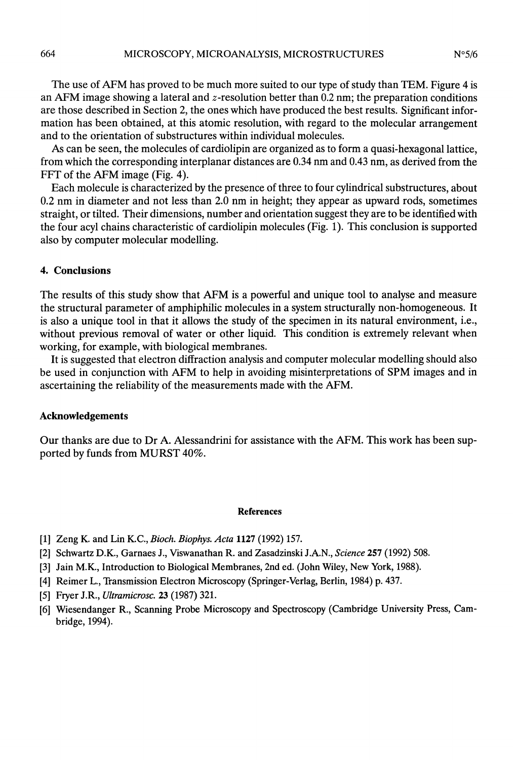The use of AFM has proved to be much more suited to our type of study than TEM. Figure 4 is an AFM image showing a lateral and $z$-resolution better than 0.2 nm; the preparation conditions are those described in Section 2, the ones which have produced the best results. Significant information has been obtained, at this atomic resolution, with regard to the molecular arrangement and to the orientation of substructures within individual molecules.

As can be seen, the molecules of cardiolipin are organized as to form a quasi-hexagonal lattice, from which the corresponding interplanar distances are 0.34 nm and 0.43 nm, as derived from the FFT of the AFM image (Fig. 4).

Each molecule is characterized by the presence of three to four cylindrical substructures, about 0.2 nm in diameter and not less than 2.0 nm in height; they appear as upward rods, sometimes straight, or tilted. Their dimensions, number and orientation suggest they are to be identified with the four acyl chains characteristic of cardiolipin molecules (Fig. 1). This conclusion is supported also by computer molecular modelling.

## 4. Conclusions

The results of this study show that AFM is a powerful and unique tool to analyse and measure the structural parameter of amphiphilic molecules in a system structurally non-homogeneous. It is also a unique tool in that it allows the study of the specimen in its natural environment, i.e., without previous removal of water or other liquid. This condition is extremely relevant when working, for example, with biological membranes.

It is suggested that electron diffraction analysis and computer molecular modelling should also be used in conjunction with AFM to help in avoiding misinterpretations of SPM images and in ascertaining the reliability of the measurements made with the AFM.

### Acknowledgements

Our thanks are due to Dr A. Alessandrini for assistance with the AFM. This work has been supported by funds from MURST 40%.

### References

[1] Zeng K. and Lin K.C., *Bioch. Biophys. Acta* **1127** (1992) 157.

[2] Schwartz D.K., Garnaes J., Viswanathan R. and Zasadzinski J.A.N., *Science* **257** (1992) 508.

[3] Jain M.K., Introduction to Biological Membranes, 2nd ed. (John Wiley, New York, 1988).

[4] Reimer L., Transmission Electron Microscopy (Springer-Verlag, Berlin, 1984) p. 437.

[5] Fryer J.R., *Ultramicrosc.* **23** (1987) 321.

[6] Wiesendanger R., Scanning Probe Microscopy and Spectroscopy (Cambridge University Press, Cambridge, 1994).